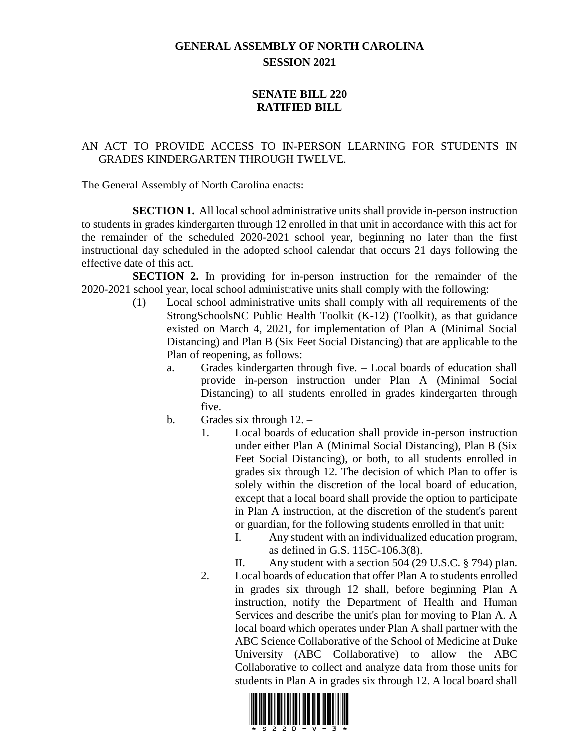# GENERAL ASSEMBLY OF NORTH CAROLINA
## SESSION 2021

## SENATE BILL 220
## RATIFIED BILL

AN ACT TO PROVIDE ACCESS TO IN-PERSON LEARNING FOR STUDENTS IN GRADES KINDERGARTEN THROUGH TWELVE.

The General Assembly of North Carolina enacts:

**SECTION 1.** All local school administrative units shall provide in-person instruction to students in grades kindergarten through 12 enrolled in that unit in accordance with this act for the remainder of the scheduled 2020-2021 school year, beginning no later than the first instructional day scheduled in the adopted school calendar that occurs 21 days following the effective date of this act.

**SECTION 2.** In providing for in-person instruction for the remainder of the 2020-2021 school year, local school administrative units shall comply with the following:

(1) Local school administrative units shall comply with all requirements of the StrongSchoolsNC Public Health Toolkit (K-12) (Toolkit), as that guidance existed on March 4, 2021, for implementation of Plan A (Minimal Social Distancing) and Plan B (Six Feet Social Distancing) that are applicable to the Plan of reopening, as follows:

a. Grades kindergarten through five. – Local boards of education shall provide in-person instruction under Plan A (Minimal Social Distancing) to all students enrolled in grades kindergarten through five.

b. Grades six through 12. –

1. Local boards of education shall provide in-person instruction under either Plan A (Minimal Social Distancing), Plan B (Six Feet Social Distancing), or both, to all students enrolled in grades six through 12. The decision of which Plan to offer is solely within the discretion of the local board of education, except that a local board shall provide the option to participate in Plan A instruction, at the discretion of the student's parent or guardian, for the following students enrolled in that unit:

   I. Any student with an individualized education program, as defined in G.S. 115C-106.3(8).

   II. Any student with a section 504 (29 U.S.C. § 794) plan.

2. Local boards of education that offer Plan A to students enrolled in grades six through 12 shall, before beginning Plan A instruction, notify the Department of Health and Human Services and describe the unit's plan for moving to Plan A. A local board which operates under Plan A shall partner with the ABC Science Collaborative of the School of Medicine at Duke University (ABC Collaborative) to allow the ABC Collaborative to collect and analyze data from those units for students in Plan A in grades six through 12. A local board shall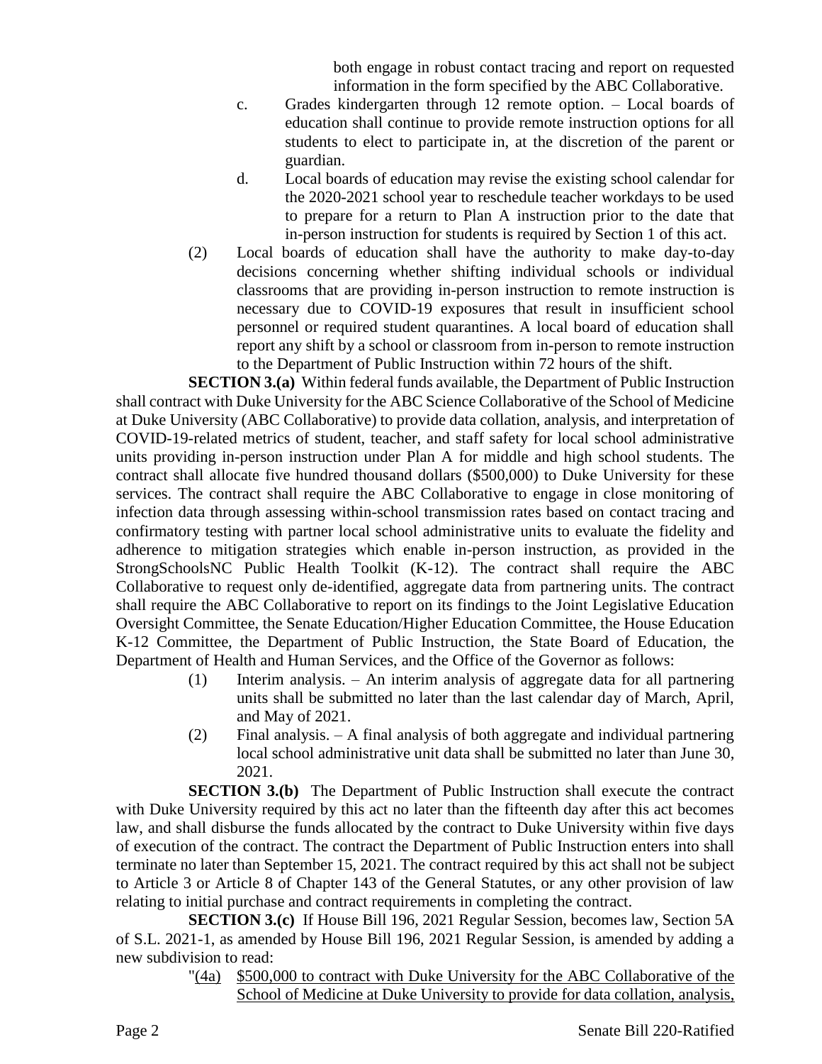both engage in robust contact tracing and report on requested information in the form specified by the ABC Collaborative.

c. Grades kindergarten through 12 remote option. – Local boards of education shall continue to provide remote instruction options for all students to elect to participate in, at the discretion of the parent or guardian.

d. Local boards of education may revise the existing school calendar for the 2020-2021 school year to reschedule teacher workdays to be used to prepare for a return to Plan A instruction prior to the date that in-person instruction for students is required by Section 1 of this act.

(2) Local boards of education shall have the authority to make day-to-day decisions concerning whether shifting individual schools or individual classrooms that are providing in-person instruction to remote instruction is necessary due to COVID-19 exposures that result in insufficient school personnel or required student quarantines. A local board of education shall report any shift by a school or classroom from in-person to remote instruction to the Department of Public Instruction within 72 hours of the shift.

**SECTION 3.(a)** Within federal funds available, the Department of Public Instruction shall contract with Duke University for the ABC Science Collaborative of the School of Medicine at Duke University (ABC Collaborative) to provide data collation, analysis, and interpretation of COVID-19-related metrics of student, teacher, and staff safety for local school administrative units providing in-person instruction under Plan A for middle and high school students. The contract shall allocate five hundred thousand dollars ($500,000) to Duke University for these services. The contract shall require the ABC Collaborative to engage in close monitoring of infection data through assessing within-school transmission rates based on contact tracing and confirmatory testing with partner local school administrative units to evaluate the fidelity and adherence to mitigation strategies which enable in-person instruction, as provided in the StrongSchoolsNC Public Health Toolkit (K-12). The contract shall require the ABC Collaborative to request only de-identified, aggregate data from partnering units. The contract shall require the ABC Collaborative to report on its findings to the Joint Legislative Education Oversight Committee, the Senate Education/Higher Education Committee, the House Education K-12 Committee, the Department of Public Instruction, the State Board of Education, the Department of Health and Human Services, and the Office of the Governor as follows:

(1) Interim analysis. – An interim analysis of aggregate data for all partnering units shall be submitted no later than the last calendar day of March, April, and May of 2021.

(2) Final analysis. – A final analysis of both aggregate and individual partnering local school administrative unit data shall be submitted no later than June 30, 2021.

**SECTION 3.(b)** The Department of Public Instruction shall execute the contract with Duke University required by this act no later than the fifteenth day after this act becomes law, and shall disburse the funds allocated by the contract to Duke University within five days of execution of the contract. The contract the Department of Public Instruction enters into shall terminate no later than September 15, 2021. The contract required by this act shall not be subject to Article 3 or Article 8 of Chapter 143 of the General Statutes, or any other provision of law relating to initial purchase and contract requirements in completing the contract.

**SECTION 3.(c)** If House Bill 196, 2021 Regular Session, becomes law, Section 5A of S.L. 2021-1, as amended by House Bill 196, 2021 Regular Session, is amended by adding a new subdivision to read:

"<u>(4a) $500,000 to contract with Duke University for the ABC Collaborative of the School of Medicine at Duke University to provide for data collation, analysis,</u>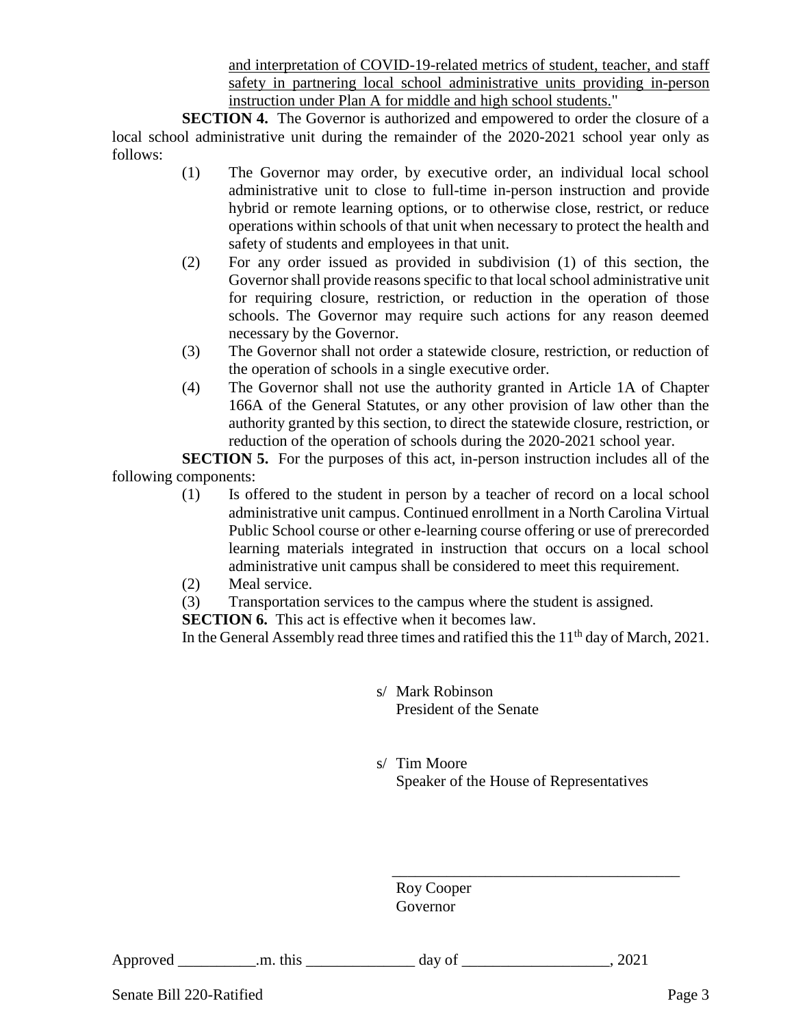and interpretation of COVID-19-related metrics of student, teacher, and staff safety in partnering local school administrative units providing in-person instruction under Plan A for middle and high school students."

**SECTION 4.** The Governor is authorized and empowered to order the closure of a local school administrative unit during the remainder of the 2020-2021 school year only as follows:

(1) The Governor may order, by executive order, an individual local school administrative unit to close to full-time in-person instruction and provide hybrid or remote learning options, or to otherwise close, restrict, or reduce operations within schools of that unit when necessary to protect the health and safety of students and employees in that unit.

(2) For any order issued as provided in subdivision (1) of this section, the Governor shall provide reasons specific to that local school administrative unit for requiring closure, restriction, or reduction in the operation of those schools. The Governor may require such actions for any reason deemed necessary by the Governor.

(3) The Governor shall not order a statewide closure, restriction, or reduction of the operation of schools in a single executive order.

(4) The Governor shall not use the authority granted in Article 1A of Chapter 166A of the General Statutes, or any other provision of law other than the authority granted by this section, to direct the statewide closure, restriction, or reduction of the operation of schools during the 2020-2021 school year.

**SECTION 5.** For the purposes of this act, in-person instruction includes all of the following components:

(1) Is offered to the student in person by a teacher of record on a local school administrative unit campus. Continued enrollment in a North Carolina Virtual Public School course or other e-learning course offering or use of prerecorded learning materials integrated in instruction that occurs on a local school administrative unit campus shall be considered to meet this requirement.

(2) Meal service.

(3) Transportation services to the campus where the student is assigned.

**SECTION 6.** This act is effective when it becomes law.

In the General Assembly read three times and ratified this the 11th day of March, 2021.

s/ Mark Robinson
President of the Senate

s/ Tim Moore
Speaker of the House of Representatives

\_\_\_\_\_\_\_\_\_\_\_\_\_\_\_\_\_\_\_\_\_\_\_\_\_\_\_\_\_\_\_\_\_\_\_\_\_\_
Roy Cooper
Governor

Approved \_\_\_\_\_\_\_\_\_\_.m. this \_\_\_\_\_\_\_\_\_\_\_\_\_\_ day of \_\_\_\_\_\_\_\_\_\_\_\_\_\_\_\_\_\_\_, 2021